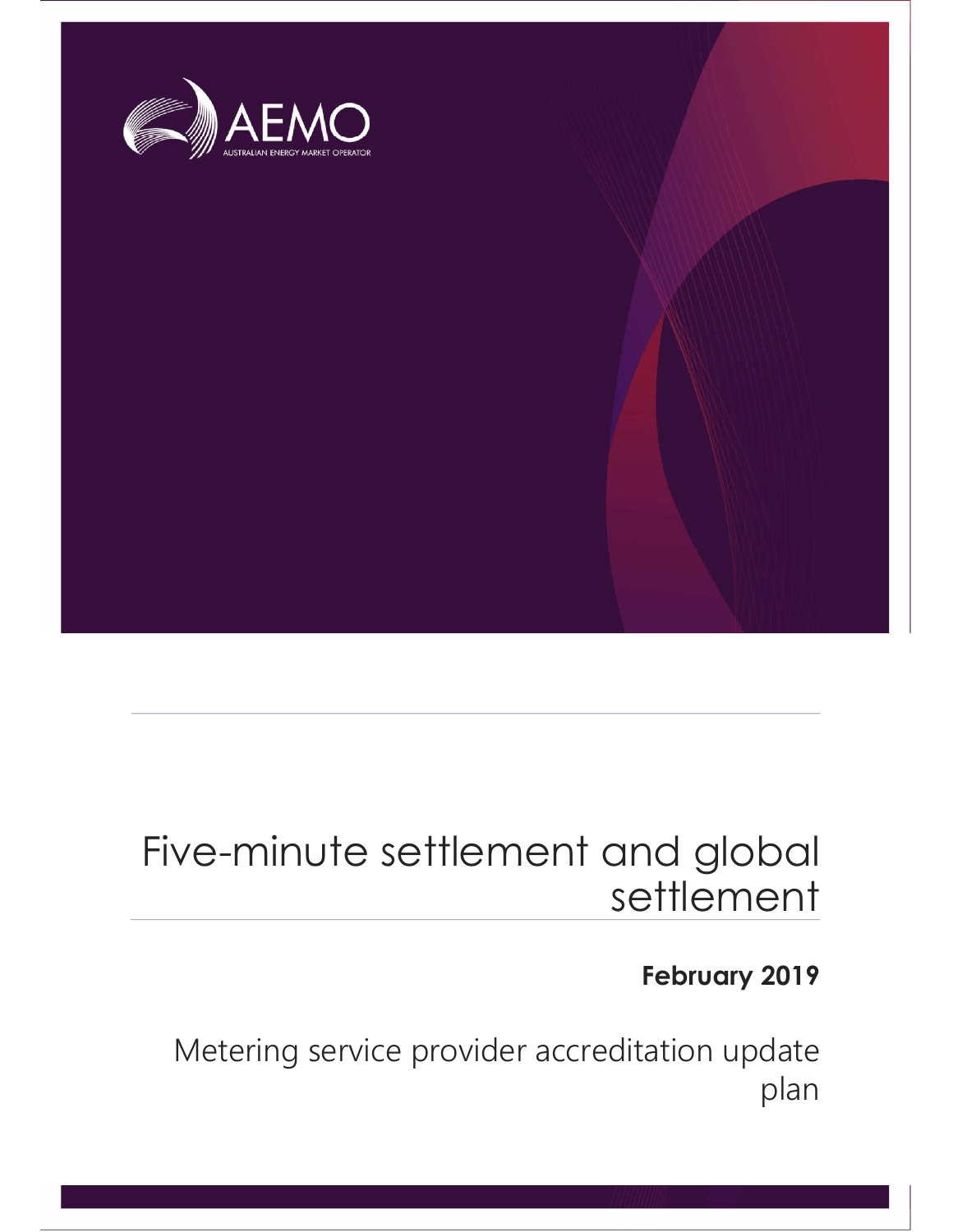AEMO

AUSTRALIAN ENERGY MARKET OPERATOR

# Five-minute settlement and global settlement

**February 2019**

## Metering service provider accreditation update plan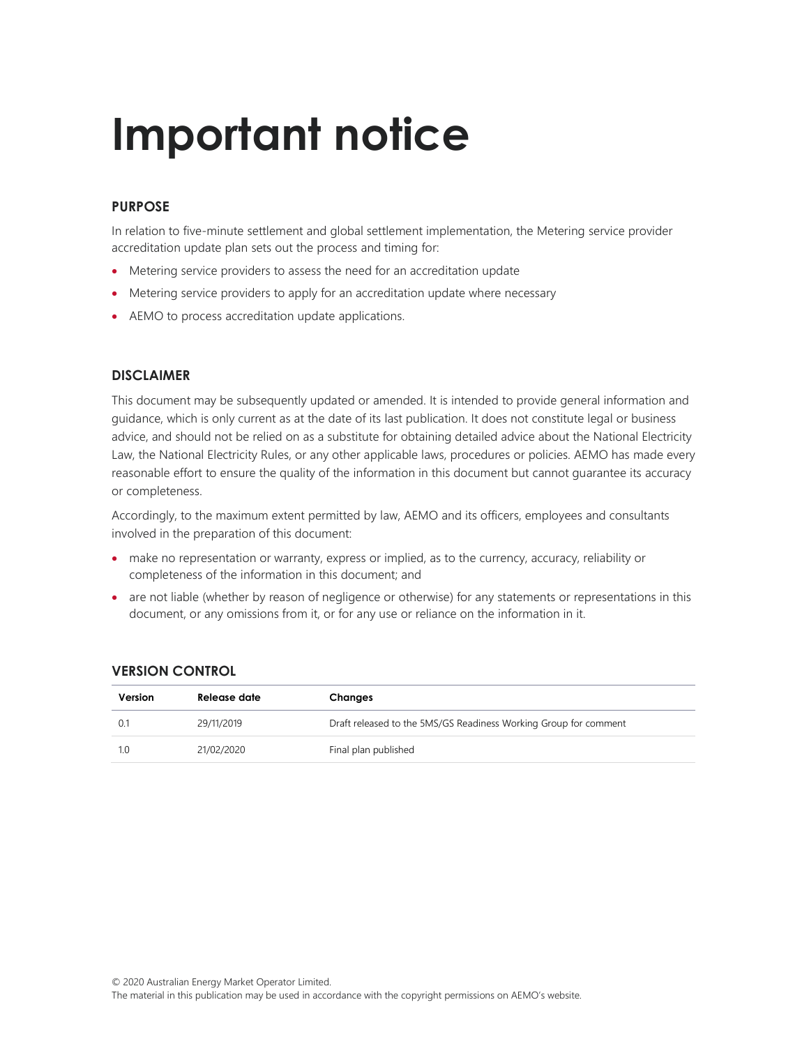# Important notice

### PURPOSE

In relation to five-minute settlement and global settlement implementation, the Metering service provider accreditation update plan sets out the process and timing for:

- Metering service providers to assess the need for an accreditation update
- Metering service providers to apply for an accreditation update where necessary
- AEMO to process accreditation update applications.

### DISCLAIMER

This document may be subsequently updated or amended. It is intended to provide general information and guidance, which is only current as at the date of its last publication. It does not constitute legal or business advice, and should not be relied on as a substitute for obtaining detailed advice about the National Electricity Law, the National Electricity Rules, or any other applicable laws, procedures or policies. AEMO has made every reasonable effort to ensure the quality of the information in this document but cannot guarantee its accuracy or completeness.

Accordingly, to the maximum extent permitted by law, AEMO and its officers, employees and consultants involved in the preparation of this document:

- make no representation or warranty, express or implied, as to the currency, accuracy, reliability or completeness of the information in this document; and
- are not liable (whether by reason of negligence or otherwise) for any statements or representations in this document, or any omissions from it, or for any use or reliance on the information in it.

### VERSION CONTROL

| Version | Release date | Changes |
|---|---|---|
| 0.1 | 29/11/2019 | Draft released to the 5MS/GS Readiness Working Group for comment |
| 1.0 | 21/02/2020 | Final plan published |

© 2020 Australian Energy Market Operator Limited.
The material in this publication may be used in accordance with the copyright permissions on AEMO's website.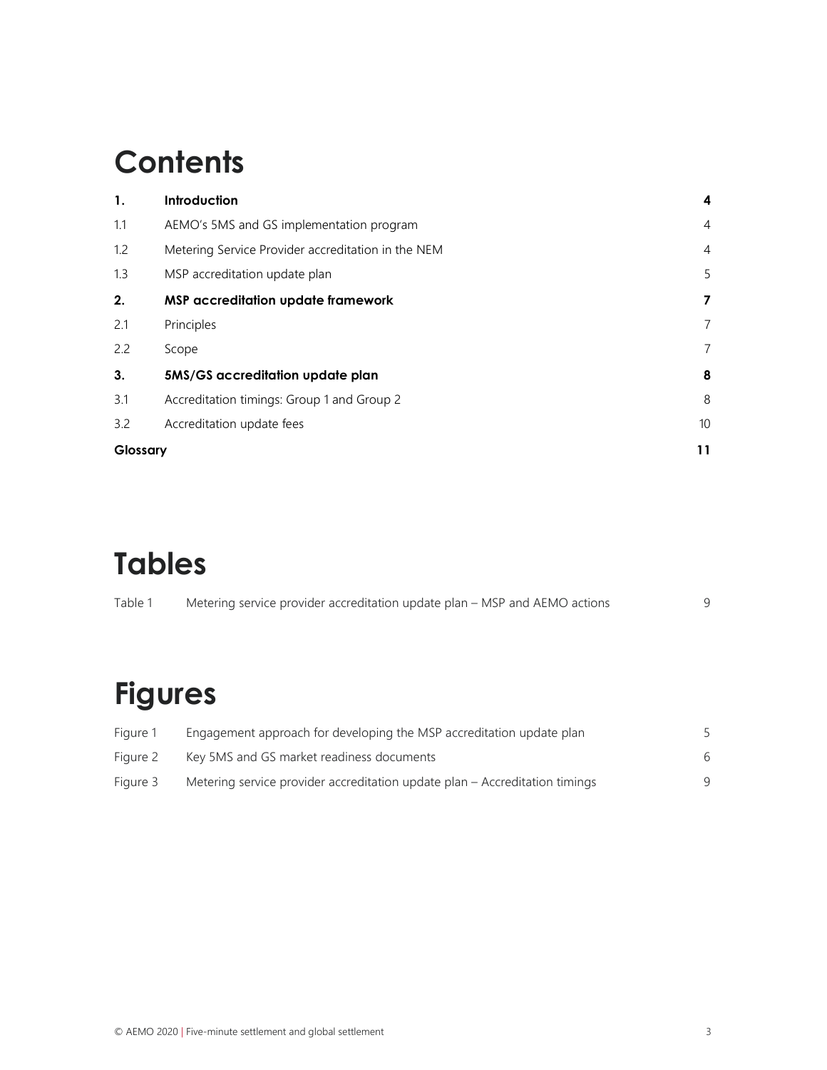# Contents

| | | |
|---|---|---|
| **1.** | **Introduction** | **4** |
| 1.1 | AEMO's 5MS and GS implementation program | 4 |
| 1.2 | Metering Service Provider accreditation in the NEM | 4 |
| 1.3 | MSP accreditation update plan | 5 |
| **2.** | **MSP accreditation update framework** | **7** |
| 2.1 | Principles | 7 |
| 2.2 | Scope | 7 |
| **3.** | **5MS/GS accreditation update plan** | **8** |
| 3.1 | Accreditation timings: Group 1 and Group 2 | 8 |
| 3.2 | Accreditation update fees | 10 |
| **Glossary** | | **11** |

# Tables

| | | |
|---|---|---|
| Table 1 | Metering service provider accreditation update plan – MSP and AEMO actions | 9 |

# Figures

| | | |
|---|---|---|
| Figure 1 | Engagement approach for developing the MSP accreditation update plan | 5 |
| Figure 2 | Key 5MS and GS market readiness documents | 6 |
| Figure 3 | Metering service provider accreditation update plan – Accreditation timings | 9 |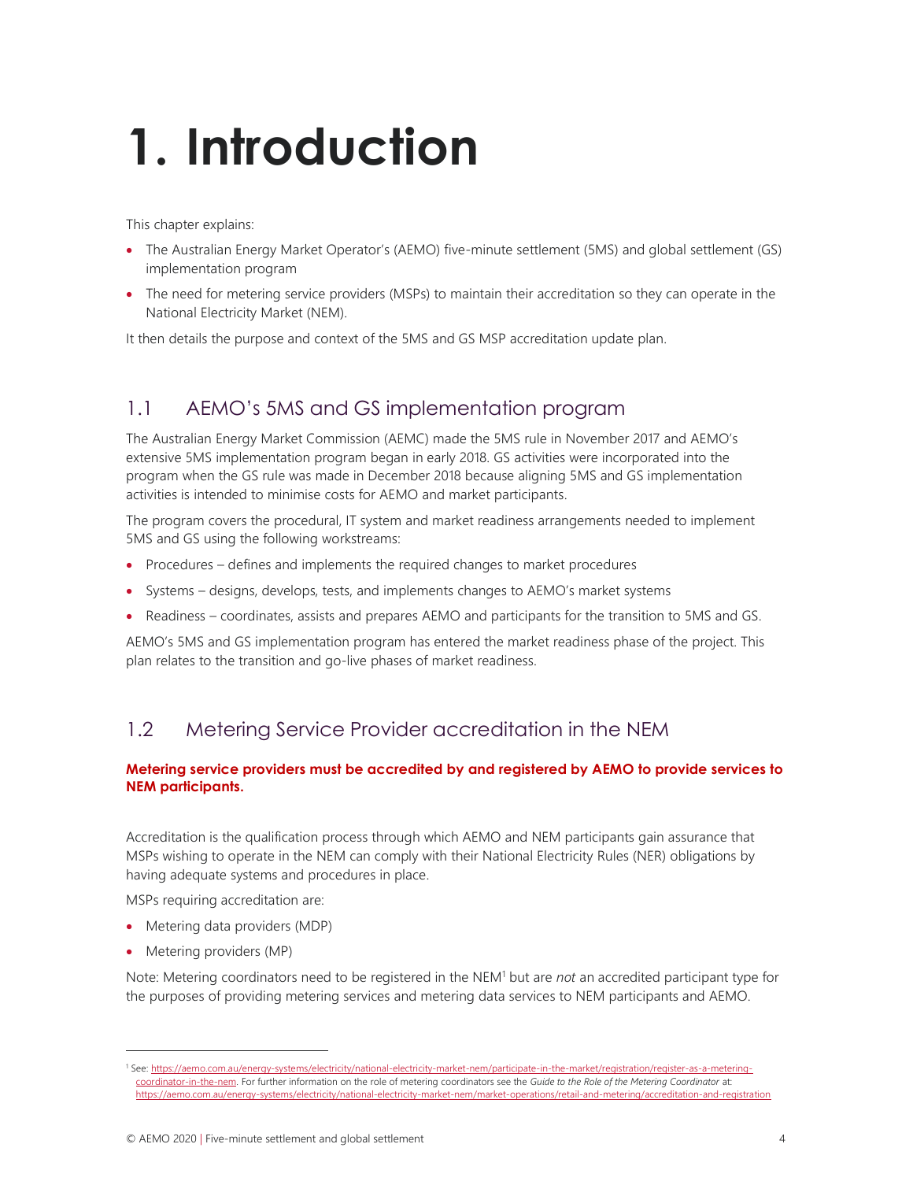# 1. Introduction

This chapter explains:

- The Australian Energy Market Operator's (AEMO) five-minute settlement (5MS) and global settlement (GS) implementation program
- The need for metering service providers (MSPs) to maintain their accreditation so they can operate in the National Electricity Market (NEM).

It then details the purpose and context of the 5MS and GS MSP accreditation update plan.

## 1.1 AEMO's 5MS and GS implementation program

The Australian Energy Market Commission (AEMC) made the 5MS rule in November 2017 and AEMO's extensive 5MS implementation program began in early 2018. GS activities were incorporated into the program when the GS rule was made in December 2018 because aligning 5MS and GS implementation activities is intended to minimise costs for AEMO and market participants.

The program covers the procedural, IT system and market readiness arrangements needed to implement 5MS and GS using the following workstreams:

- Procedures – defines and implements the required changes to market procedures
- Systems – designs, develops, tests, and implements changes to AEMO's market systems
- Readiness – coordinates, assists and prepares AEMO and participants for the transition to 5MS and GS.

AEMO's 5MS and GS implementation program has entered the market readiness phase of the project. This plan relates to the transition and go-live phases of market readiness.

## 1.2 Metering Service Provider accreditation in the NEM

**Metering service providers must be accredited by and registered by AEMO to provide services to NEM participants.**

Accreditation is the qualification process through which AEMO and NEM participants gain assurance that MSPs wishing to operate in the NEM can comply with their National Electricity Rules (NER) obligations by having adequate systems and procedures in place.

MSPs requiring accreditation are:

- Metering data providers (MDP)
- Metering providers (MP)

Note: Metering coordinators need to be registered in the NEM[1] but are *not* an accredited participant type for the purposes of providing metering services and metering data services to NEM participants and AEMO.

[1] See: https://aemo.com.au/energy-systems/electricity/national-electricity-market-nem/participate-in-the-market/registration/register-as-a-metering-coordinator-in-the-nem. For further information on the role of metering coordinators see the *Guide to the Role of the Metering Coordinator* at: https://aemo.com.au/energy-systems/electricity/national-electricity-market-nem/market-operations/retail-and-metering/accreditation-and-registration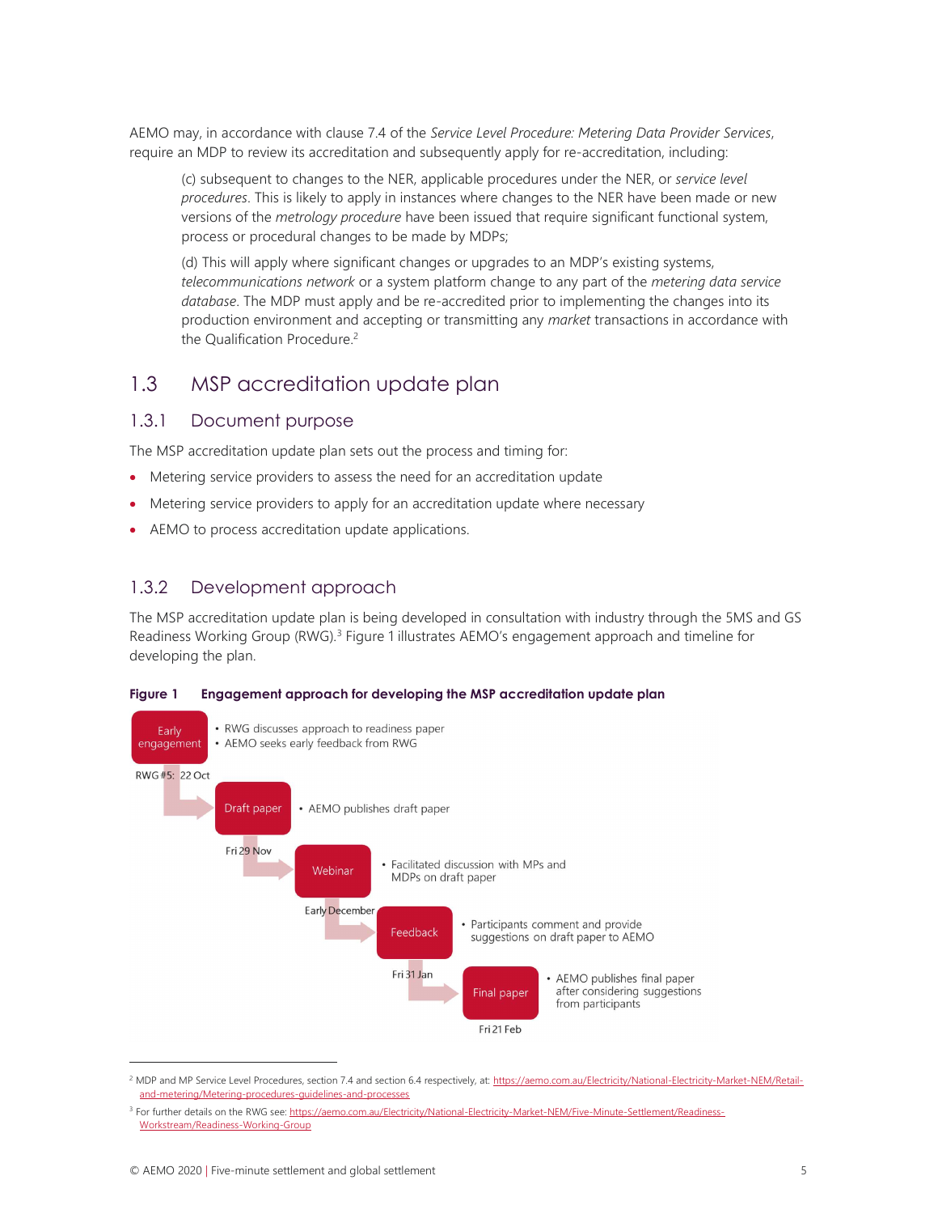AEMO may, in accordance with clause 7.4 of the *Service Level Procedure: Metering Data Provider Services*, require an MDP to review its accreditation and subsequently apply for re-accreditation, including:

> (c) subsequent to changes to the NER, applicable procedures under the NER, or *service level procedures*. This is likely to apply in instances where changes to the NER have been made or new versions of the *metrology procedure* have been issued that require significant functional system, process or procedural changes to be made by MDPs;
>
> (d) This will apply where significant changes or upgrades to an MDP's existing systems, *telecommunications network* or a system platform change to any part of the *metering data service database*. The MDP must apply and be re-accredited prior to implementing the changes into its production environment and accepting or transmitting any *market* transactions in accordance with the Qualification Procedure.[2]

## 1.3 MSP accreditation update plan

### 1.3.1 Document purpose

The MSP accreditation update plan sets out the process and timing for:

- Metering service providers to assess the need for an accreditation update
- Metering service providers to apply for an accreditation update where necessary
- AEMO to process accreditation update applications.

### 1.3.2 Development approach

The MSP accreditation update plan is being developed in consultation with industry through the 5MS and GS Readiness Working Group (RWG).[3] Figure 1 illustrates AEMO's engagement approach and timeline for developing the plan.

**Figure 1 Engagement approach for developing the MSP accreditation update plan**

- **Early engagement** (RWG #5: 22 Oct)
  - RWG discusses approach to readiness paper
  - AEMO seeks early feedback from RWG
- **Draft paper** (Fri 29 Nov)
  - AEMO publishes draft paper
- **Webinar** (Early December)
  - Facilitated discussion with MPs and MDPs on draft paper
- **Feedback** (Fri 31 Jan)
  - Participants comment and provide suggestions on draft paper to AEMO
- **Final paper** (Fri 21 Feb)
  - AEMO publishes final paper after considering suggestions from participants

---

[2] MDP and MP Service Level Procedures, section 7.4 and section 6.4 respectively, at: https://aemo.com.au/Electricity/National-Electricity-Market-NEM/Retail-and-metering/Metering-procedures-guidelines-and-processes

[3] For further details on the RWG see: https://aemo.com.au/Electricity/National-Electricity-Market-NEM/Five-Minute-Settlement/Readiness-Workstream/Readiness-Working-Group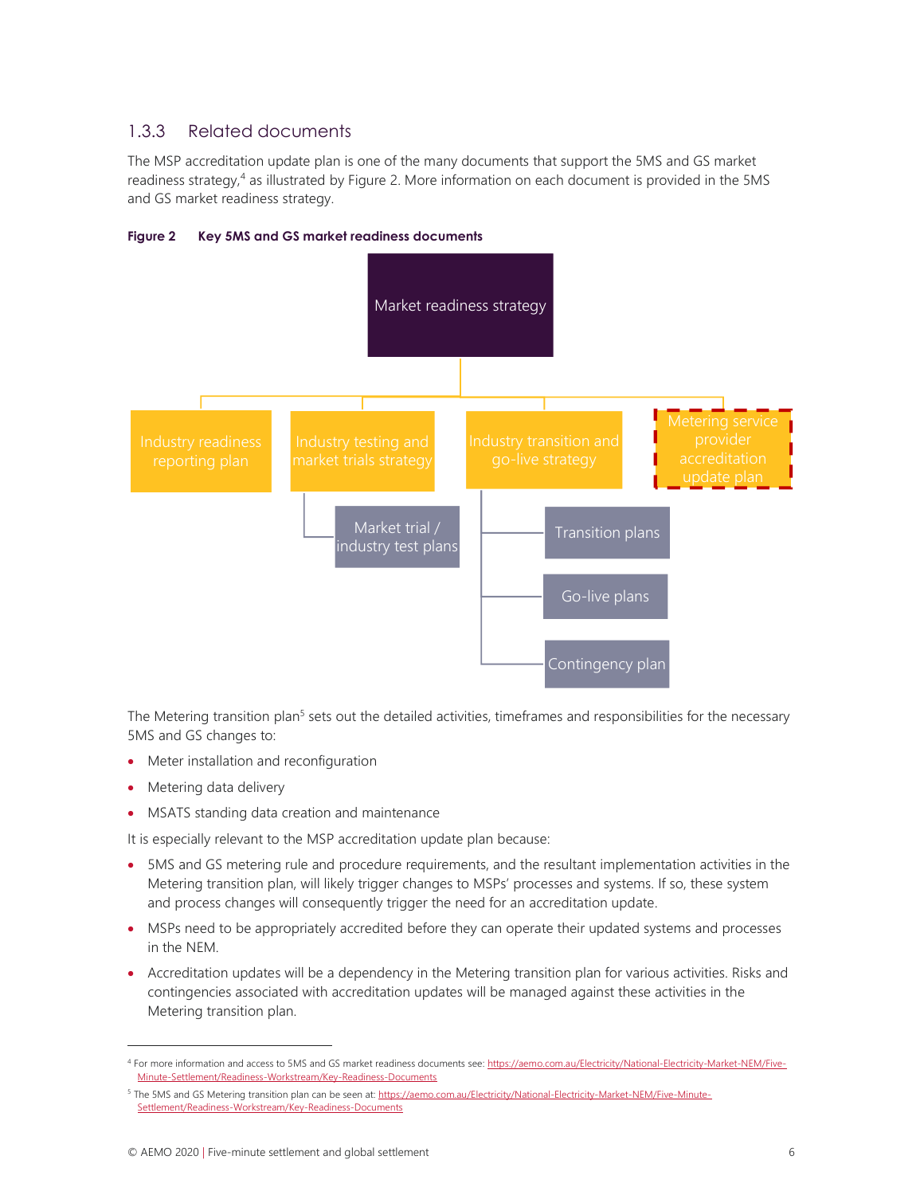### 1.3.3 Related documents

The MSP accreditation update plan is one of the many documents that support the 5MS and GS market readiness strategy,[4] as illustrated by Figure 2. More information on each document is provided in the 5MS and GS market readiness strategy.

**Figure 2 Key 5MS and GS market readiness documents**

- Market readiness strategy
  - Industry readiness reporting plan
  - Industry testing and market trials strategy
    - Market trial / industry test plans
  - Industry transition and go-live strategy
    - Transition plans
    - Go-live plans
    - Contingency plan
  - Metering service provider accreditation update plan

The Metering transition plan[5] sets out the detailed activities, timeframes and responsibilities for the necessary 5MS and GS changes to:

- Meter installation and reconfiguration
- Metering data delivery
- MSATS standing data creation and maintenance

It is especially relevant to the MSP accreditation update plan because:

- 5MS and GS metering rule and procedure requirements, and the resultant implementation activities in the Metering transition plan, will likely trigger changes to MSPs' processes and systems. If so, these system and process changes will consequently trigger the need for an accreditation update.
- MSPs need to be appropriately accredited before they can operate their updated systems and processes in the NEM.
- Accreditation updates will be a dependency in the Metering transition plan for various activities. Risks and contingencies associated with accreditation updates will be managed against these activities in the Metering transition plan.

---

[4] For more information and access to 5MS and GS market readiness documents see: https://aemo.com.au/Electricity/National-Electricity-Market-NEM/Five-Minute-Settlement/Readiness-Workstream/Key-Readiness-Documents

[5] The 5MS and GS Metering transition plan can be seen at: https://aemo.com.au/Electricity/National-Electricity-Market-NEM/Five-Minute-Settlement/Readiness-Workstream/Key-Readiness-Documents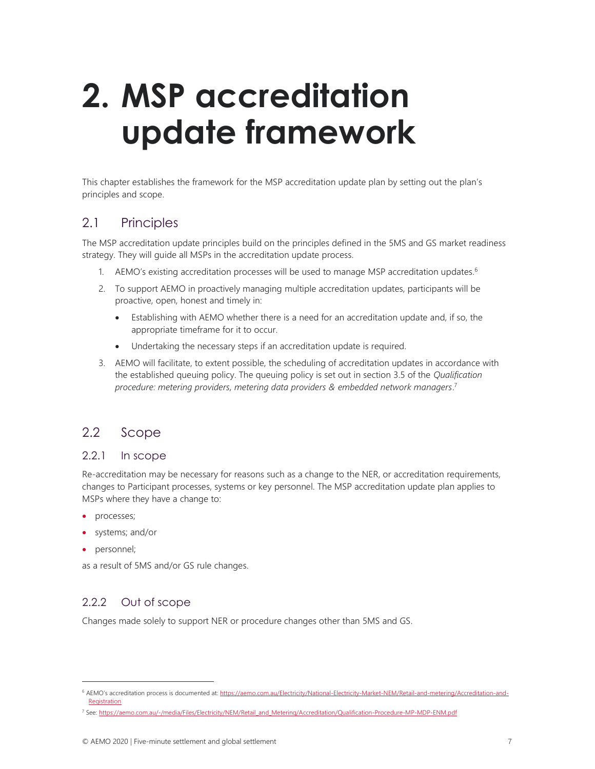# 2. MSP accreditation update framework

This chapter establishes the framework for the MSP accreditation update plan by setting out the plan's principles and scope.

## 2.1 Principles

The MSP accreditation update principles build on the principles defined in the 5MS and GS market readiness strategy. They will guide all MSPs in the accreditation update process.

1. AEMO's existing accreditation processes will be used to manage MSP accreditation updates.[6]
2. To support AEMO in proactively managing multiple accreditation updates, participants will be proactive, open, honest and timely in:
   - Establishing with AEMO whether there is a need for an accreditation update and, if so, the appropriate timeframe for it to occur.
   - Undertaking the necessary steps if an accreditation update is required.
3. AEMO will facilitate, to extent possible, the scheduling of accreditation updates in accordance with the established queuing policy. The queuing policy is set out in section 3.5 of the *Qualification procedure: metering providers, metering data providers & embedded network managers*.[7]

## 2.2 Scope

### 2.2.1 In scope

Re-accreditation may be necessary for reasons such as a change to the NER, or accreditation requirements, changes to Participant processes, systems or key personnel. The MSP accreditation update plan applies to MSPs where they have a change to:

- processes;
- systems; and/or
- personnel;

as a result of 5MS and/or GS rule changes.

### 2.2.2 Out of scope

Changes made solely to support NER or procedure changes other than 5MS and GS.

---

[6] AEMO's accreditation process is documented at: https://aemo.com.au/Electricity/National-Electricity-Market-NEM/Retail-and-metering/Accreditation-and-Registration

[7] See: https://aemo.com.au/-/media/Files/Electricity/NEM/Retail_and_Metering/Accreditation/Qualification-Procedure-MP-MDP-ENM.pdf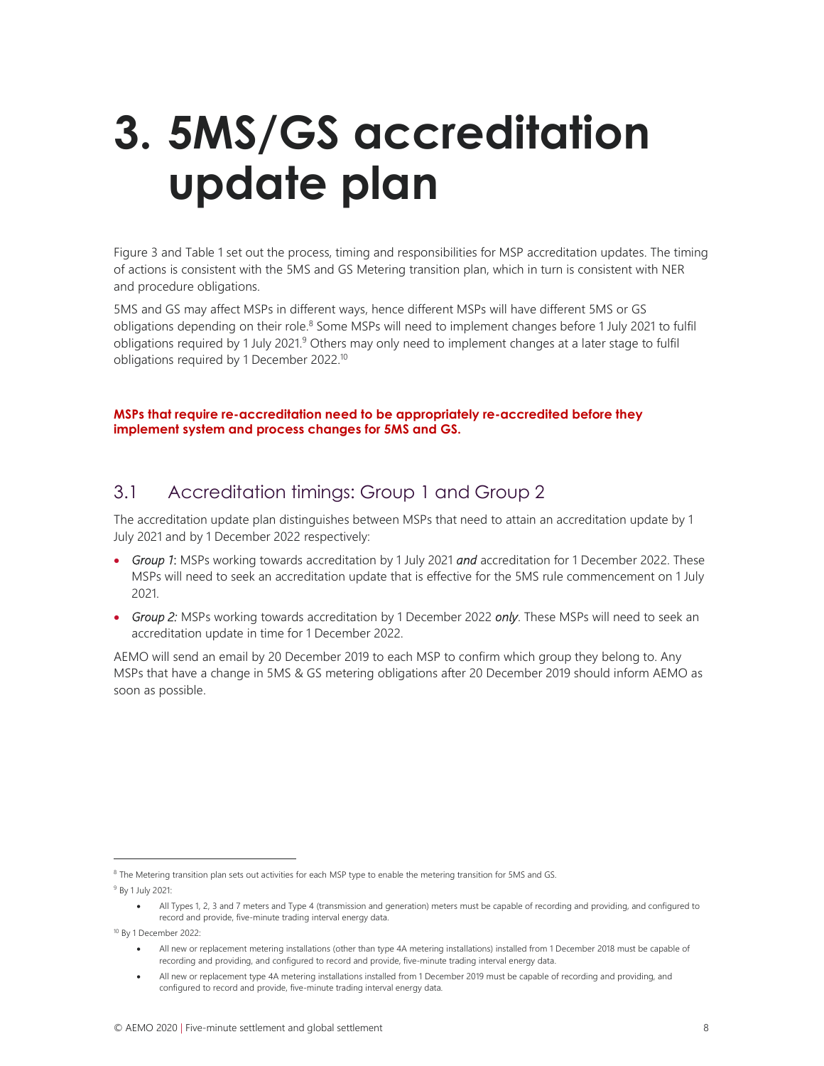# 3. 5MS/GS accreditation update plan

Figure 3 and Table 1 set out the process, timing and responsibilities for MSP accreditation updates. The timing of actions is consistent with the 5MS and GS Metering transition plan, which in turn is consistent with NER and procedure obligations.

5MS and GS may affect MSPs in different ways, hence different MSPs will have different 5MS or GS obligations depending on their role.[8] Some MSPs will need to implement changes before 1 July 2021 to fulfil obligations required by 1 July 2021.[9] Others may only need to implement changes at a later stage to fulfil obligations required by 1 December 2022.[10]

**MSPs that require re-accreditation need to be appropriately re-accredited before they implement system and process changes for 5MS and GS.**

## 3.1 Accreditation timings: Group 1 and Group 2

The accreditation update plan distinguishes between MSPs that need to attain an accreditation update by 1 July 2021 and by 1 December 2022 respectively:

- *Group 1*: MSPs working towards accreditation by 1 July 2021 ***and*** accreditation for 1 December 2022. These MSPs will need to seek an accreditation update that is effective for the 5MS rule commencement on 1 July 2021.
- *Group 2:* MSPs working towards accreditation by 1 December 2022 ***only***. These MSPs will need to seek an accreditation update in time for 1 December 2022.

AEMO will send an email by 20 December 2019 to each MSP to confirm which group they belong to. Any MSPs that have a change in 5MS & GS metering obligations after 20 December 2019 should inform AEMO as soon as possible.

---

[8] The Metering transition plan sets out activities for each MSP type to enable the metering transition for 5MS and GS.

[9] By 1 July 2021:

- All Types 1, 2, 3 and 7 meters and Type 4 (transmission and generation) meters must be capable of recording and providing, and configured to record and provide, five-minute trading interval energy data.

[10] By 1 December 2022:

- All new or replacement metering installations (other than type 4A metering installations) installed from 1 December 2018 must be capable of recording and providing, and configured to record and provide, five-minute trading interval energy data.
- All new or replacement type 4A metering installations installed from 1 December 2019 must be capable of recording and providing, and configured to record and provide, five-minute trading interval energy data.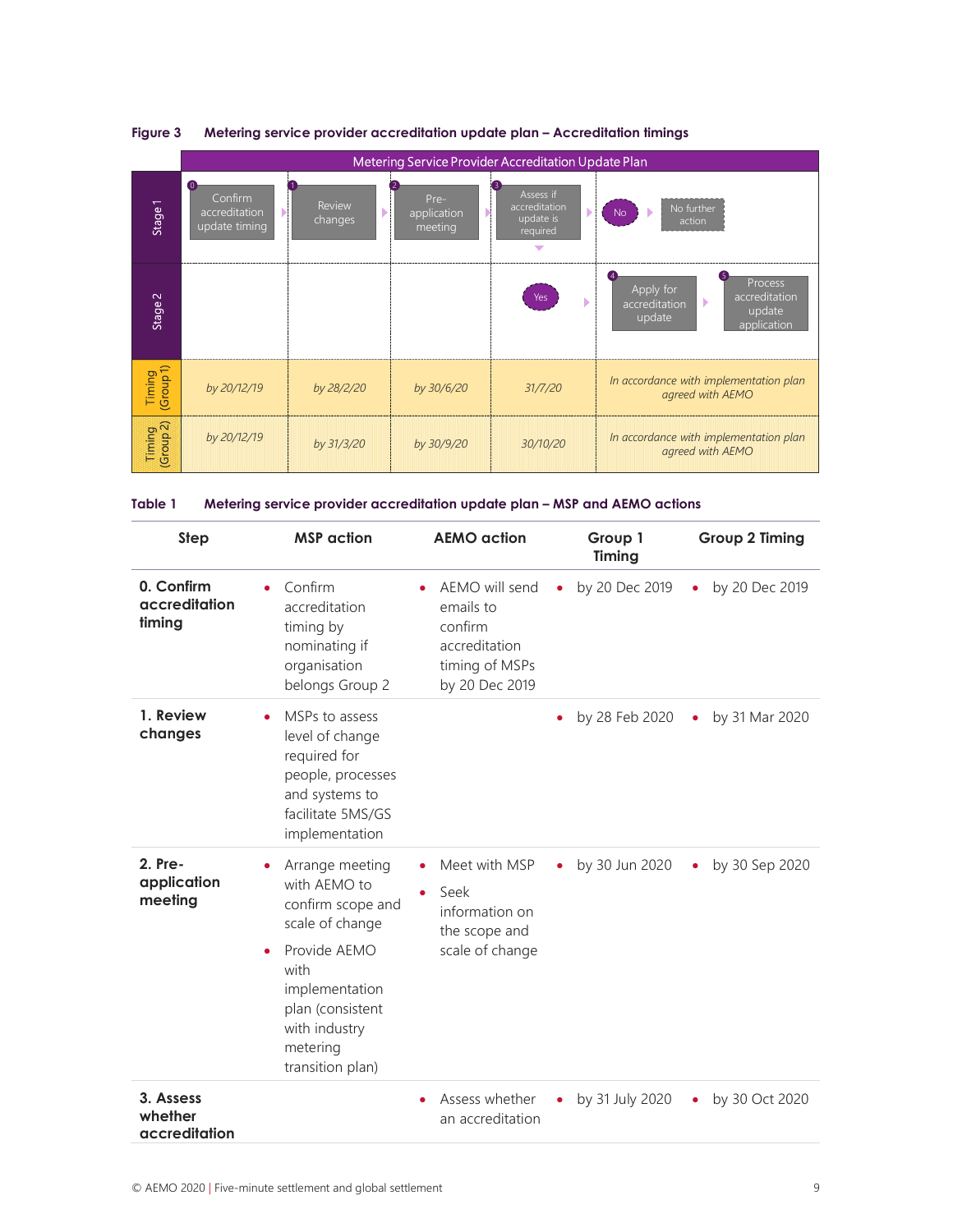**Figure 3 Metering service provider accreditation update plan – Accreditation timings**

| Metering Service Provider Accreditation Update Plan | | | | | |
|---|---|---|---|---|---|
| Stage 1 | 0 Confirm accreditation update timing | 1 Review changes | 2 Pre-application meeting | 3 Assess if accreditation update is required | No → No further action |
| Stage 2 | | | | Yes | 4 Apply for accreditation update → 5 Process accreditation update application |
| Timing (Group 1) | *by 20/12/19* | *by 28/2/20* | *by 30/6/20* | *31/7/20* | *In accordance with implementation plan agreed with AEMO* |
| Timing (Group 2) | *by 20/12/19* | *by 31/3/20* | *by 30/9/20* | *30/10/20* | *In accordance with implementation plan agreed with AEMO* |

**Table 1 Metering service provider accreditation update plan – MSP and AEMO actions**

| Step | MSP action | AEMO action | Group 1 Timing | Group 2 Timing |
|---|---|---|---|---|
| **0. Confirm accreditation timing** | • Confirm accreditation timing by nominating if organisation belongs Group 2 | • AEMO will send emails to confirm accreditation timing of MSPs by 20 Dec 2019 | • by 20 Dec 2019 | • by 20 Dec 2019 |
| **1. Review changes** | • MSPs to assess level of change required for people, processes and systems to facilitate 5MS/GS implementation | | • by 28 Feb 2020 | • by 31 Mar 2020 |
| **2. Pre-application meeting** | • Arrange meeting with AEMO to confirm scope and scale of change<br>• Provide AEMO with implementation plan (consistent with industry metering transition plan) | • Meet with MSP<br>• Seek information on the scope and scale of change | • by 30 Jun 2020 | • by 30 Sep 2020 |
| **3. Assess whether accreditation** | | • Assess whether an accreditation | • by 31 July 2020 | • by 30 Oct 2020 |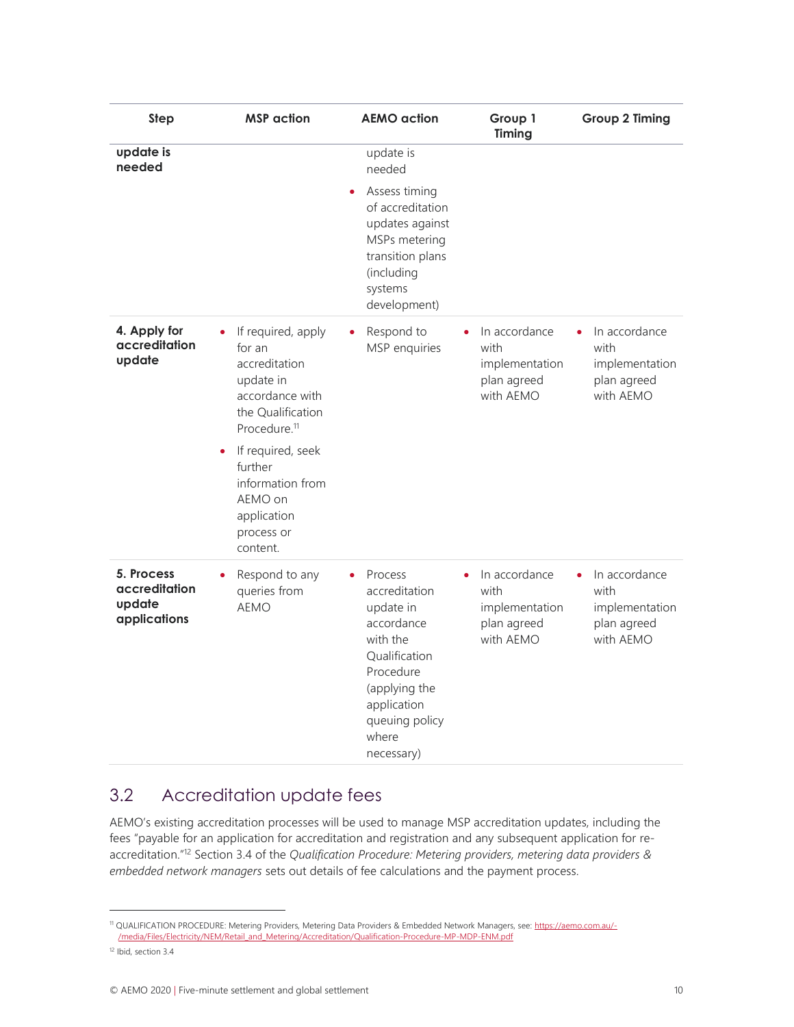| Step | MSP action | AEMO action | Group 1 Timing | Group 2 Timing |
|---|---|---|---|---|
| **update is needed** | | update is needed<br>• Assess timing of accreditation updates against MSPs metering transition plans (including systems development) | | |
| **4. Apply for accreditation update** | • If required, apply for an accreditation update in accordance with the Qualification Procedure.[11]<br>• If required, seek further information from AEMO on application process or content. | • Respond to MSP enquiries | • In accordance with implementation plan agreed with AEMO | • In accordance with implementation plan agreed with AEMO |
| **5. Process accreditation update applications** | • Respond to any queries from AEMO | • Process accreditation update in accordance with the Qualification Procedure (applying the application queuing policy where necessary) | • In accordance with implementation plan agreed with AEMO | • In accordance with implementation plan agreed with AEMO |

## 3.2 Accreditation update fees

AEMO's existing accreditation processes will be used to manage MSP accreditation updates, including the fees "payable for an application for accreditation and registration and any subsequent application for re-accreditation."[12] Section 3.4 of the *Qualification Procedure: Metering providers, metering data providers & embedded network managers* sets out details of fee calculations and the payment process.

[11] QUALIFICATION PROCEDURE: Metering Providers, Metering Data Providers & Embedded Network Managers, see: https://aemo.com.au/-/media/Files/Electricity/NEM/Retail_and_Metering/Accreditation/Qualification-Procedure-MP-MDP-ENM.pdf

[12] Ibid, section 3.4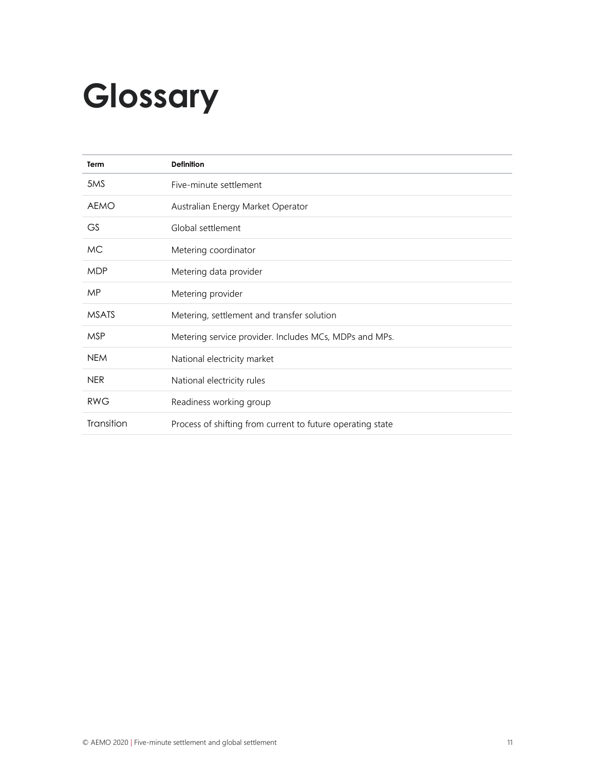# Glossary

| Term | Definition |
|---|---|
| 5MS | Five-minute settlement |
| AEMO | Australian Energy Market Operator |
| GS | Global settlement |
| MC | Metering coordinator |
| MDP | Metering data provider |
| MP | Metering provider |
| MSATS | Metering, settlement and transfer solution |
| MSP | Metering service provider. Includes MCs, MDPs and MPs. |
| NEM | National electricity market |
| NER | National electricity rules |
| RWG | Readiness working group |
| Transition | Process of shifting from current to future operating state |